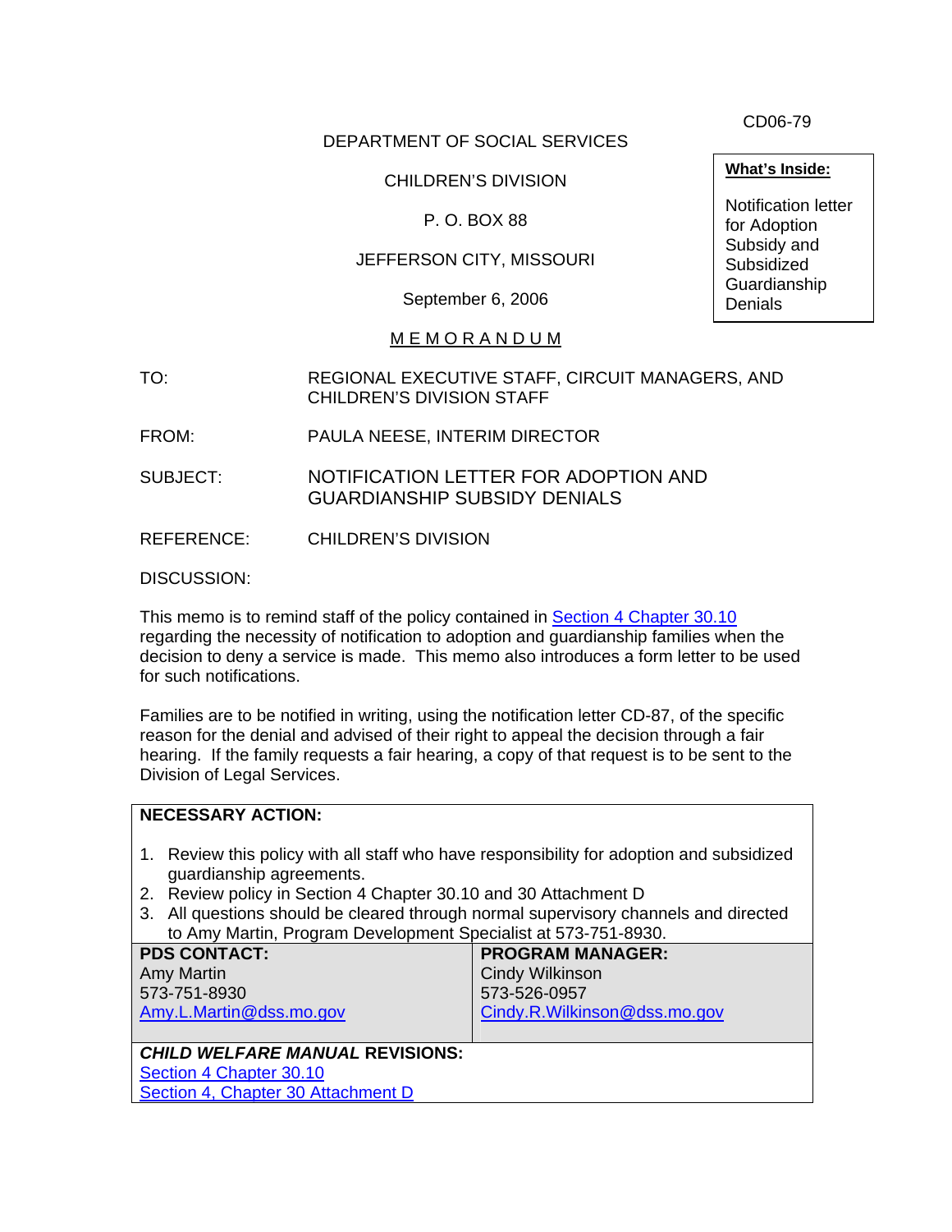CD06-79

DEPARTMENT OF SOCIAL SERVICES

CHILDREN'S DIVISION

P. O. BOX 88

JEFFERSON CITY, MISSOURI

September 6, 2006

| **What's Inside:** |
|---|
| Notification letter for Adoption Subsidy and Subsidized Guardianship Denials |

# M E M O R A N D U M

TO: REGIONAL EXECUTIVE STAFF, CIRCUIT MANAGERS, AND CHILDREN'S DIVISION STAFF

FROM: PAULA NEESE, INTERIM DIRECTOR

SUBJECT: NOTIFICATION LETTER FOR ADOPTION AND GUARDIANSHIP SUBSIDY DENIALS

REFERENCE: CHILDREN'S DIVISION

DISCUSSION:

This memo is to remind staff of the policy contained in Section 4 Chapter 30.10 regarding the necessity of notification to adoption and guardianship families when the decision to deny a service is made. This memo also introduces a form letter to be used for such notifications.

Families are to be notified in writing, using the notification letter CD-87, of the specific reason for the denial and advised of their right to appeal the decision through a fair hearing. If the family requests a fair hearing, a copy of that request is to be sent to the Division of Legal Services.

**NECESSARY ACTION:**

1. Review this policy with all staff who have responsibility for adoption and subsidized guardianship agreements.
2. Review policy in Section 4 Chapter 30.10 and 30 Attachment D
3. All questions should be cleared through normal supervisory channels and directed to Amy Martin, Program Development Specialist at 573-751-8930.

| **PDS CONTACT:** | **PROGRAM MANAGER:** |
|---|---|
| Amy Martin<br>573-751-8930<br>Amy.L.Martin@dss.mo.gov | Cindy Wilkinson<br>573-526-0957<br>Cindy.R.Wilkinson@dss.mo.gov |

***CHILD WELFARE MANUAL* REVISIONS:**
Section 4 Chapter 30.10
Section 4, Chapter 30 Attachment D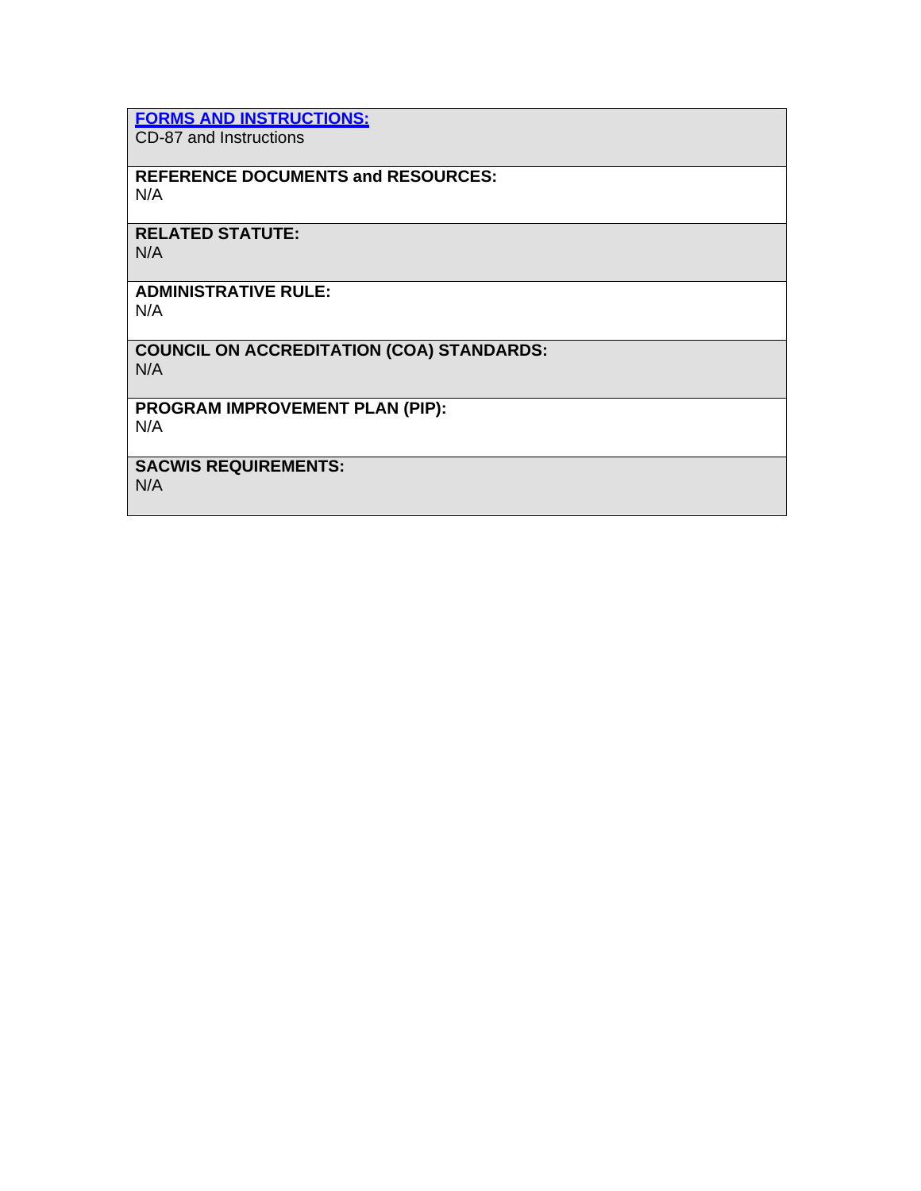**FORMS AND INSTRUCTIONS:**
CD-87 and Instructions

**REFERENCE DOCUMENTS and RESOURCES:**
N/A

**RELATED STATUTE:**
N/A

**ADMINISTRATIVE RULE:**
N/A

**COUNCIL ON ACCREDITATION (COA) STANDARDS:**
N/A

**PROGRAM IMPROVEMENT PLAN (PIP):**
N/A

**SACWIS REQUIREMENTS:**
N/A